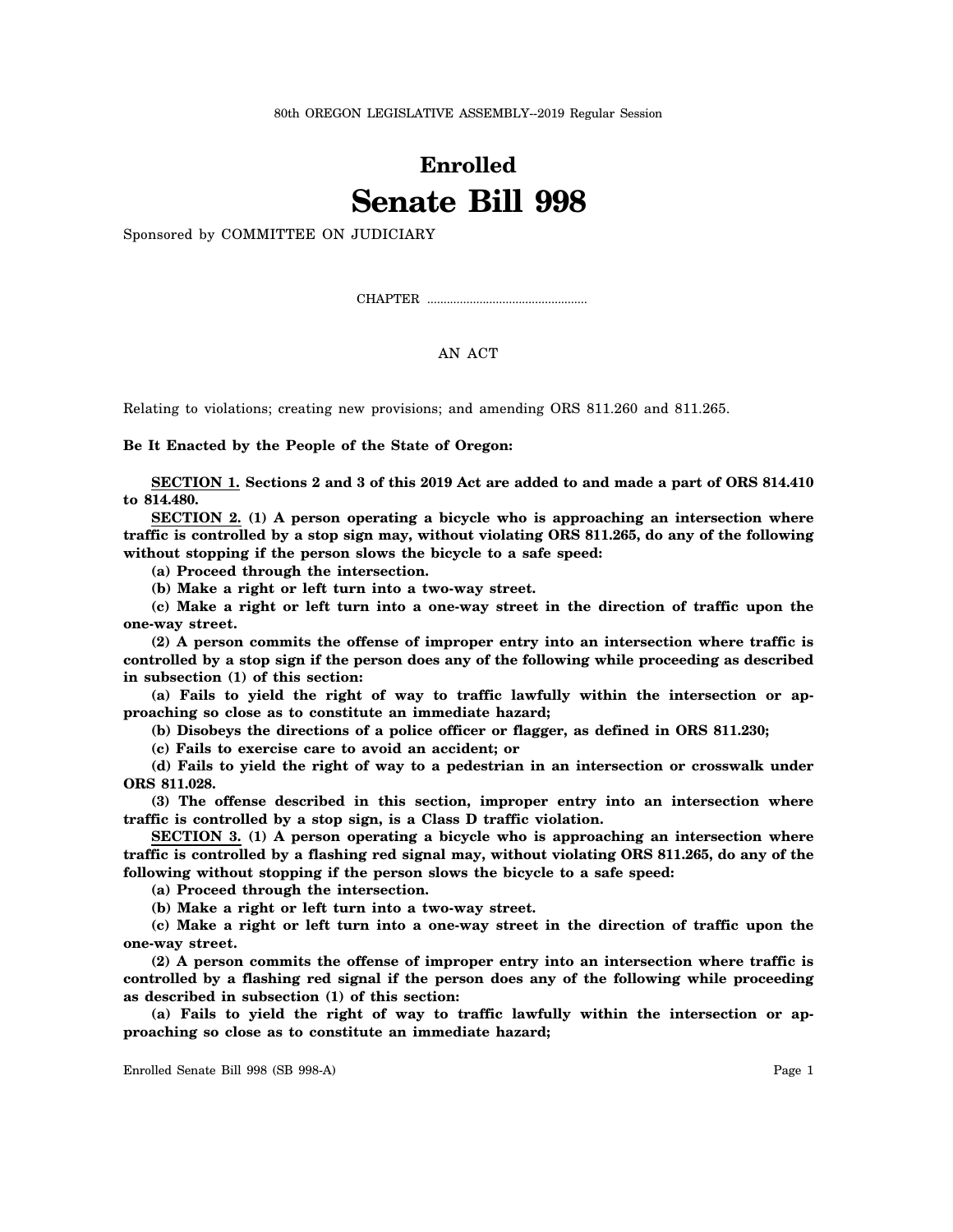80th OREGON LEGISLATIVE ASSEMBLY--2019 Regular Session

# Enrolled

# Senate Bill 998

Sponsored by COMMITTEE ON JUDICIARY

CHAPTER .................................................

AN ACT

Relating to violations; creating new provisions; and amending ORS 811.260 and 811.265.

**Be It Enacted by the People of the State of Oregon:**

**SECTION 1. Sections 2 and 3 of this 2019 Act are added to and made a part of ORS 814.410 to 814.480.**

**SECTION 2. (1) A person operating a bicycle who is approaching an intersection where traffic is controlled by a stop sign may, without violating ORS 811.265, do any of the following without stopping if the person slows the bicycle to a safe speed:**

**(a) Proceed through the intersection.**

**(b) Make a right or left turn into a two-way street.**

**(c) Make a right or left turn into a one-way street in the direction of traffic upon the one-way street.**

**(2) A person commits the offense of improper entry into an intersection where traffic is controlled by a stop sign if the person does any of the following while proceeding as described in subsection (1) of this section:**

**(a) Fails to yield the right of way to traffic lawfully within the intersection or approaching so close as to constitute an immediate hazard;**

**(b) Disobeys the directions of a police officer or flagger, as defined in ORS 811.230;**

**(c) Fails to exercise care to avoid an accident; or**

**(d) Fails to yield the right of way to a pedestrian in an intersection or crosswalk under ORS 811.028.**

**(3) The offense described in this section, improper entry into an intersection where traffic is controlled by a stop sign, is a Class D traffic violation.**

**SECTION 3. (1) A person operating a bicycle who is approaching an intersection where traffic is controlled by a flashing red signal may, without violating ORS 811.265, do any of the following without stopping if the person slows the bicycle to a safe speed:**

**(a) Proceed through the intersection.**

**(b) Make a right or left turn into a two-way street.**

**(c) Make a right or left turn into a one-way street in the direction of traffic upon the one-way street.**

**(2) A person commits the offense of improper entry into an intersection where traffic is controlled by a flashing red signal if the person does any of the following while proceeding as described in subsection (1) of this section:**

**(a) Fails to yield the right of way to traffic lawfully within the intersection or approaching so close as to constitute an immediate hazard;**

Enrolled Senate Bill 998 (SB 998-A)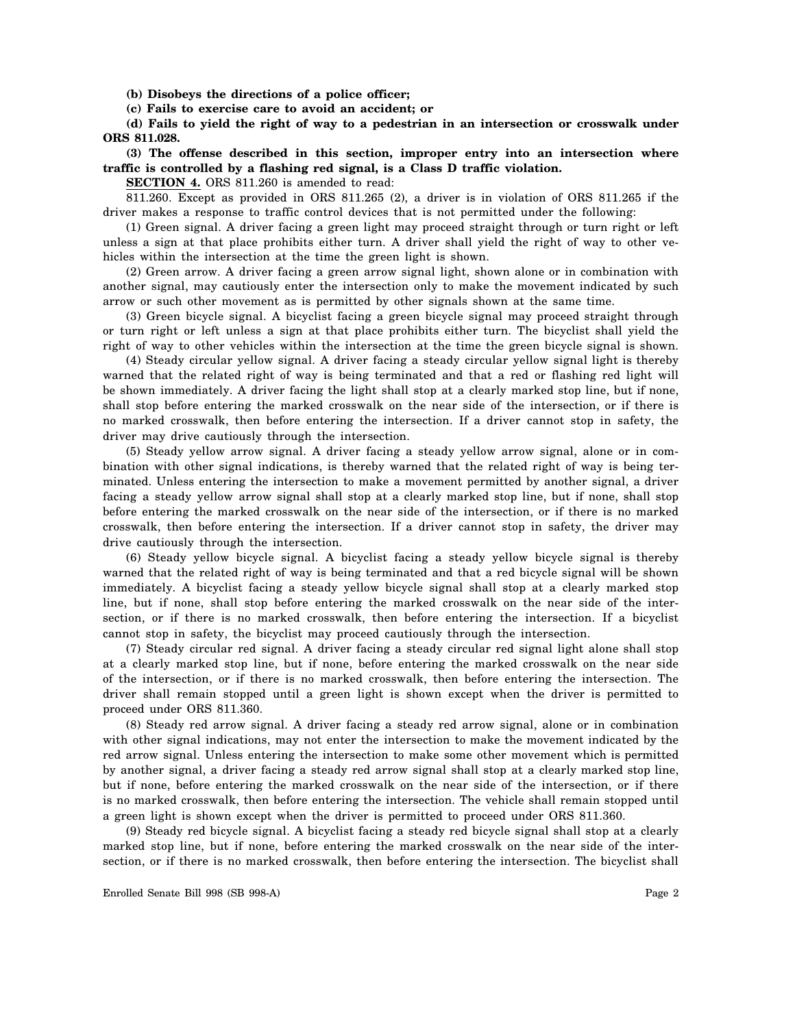**(b) Disobeys the directions of a police officer;**

**(c) Fails to exercise care to avoid an accident; or**

**(d) Fails to yield the right of way to a pedestrian in an intersection or crosswalk under ORS 811.028.**

**(3) The offense described in this section, improper entry into an intersection where traffic is controlled by a flashing red signal, is a Class D traffic violation.**

**SECTION 4.** ORS 811.260 is amended to read:

811.260. Except as provided in ORS 811.265 (2), a driver is in violation of ORS 811.265 if the driver makes a response to traffic control devices that is not permitted under the following:

(1) Green signal. A driver facing a green light may proceed straight through or turn right or left unless a sign at that place prohibits either turn. A driver shall yield the right of way to other vehicles within the intersection at the time the green light is shown.

(2) Green arrow. A driver facing a green arrow signal light, shown alone or in combination with another signal, may cautiously enter the intersection only to make the movement indicated by such arrow or such other movement as is permitted by other signals shown at the same time.

(3) Green bicycle signal. A bicyclist facing a green bicycle signal may proceed straight through or turn right or left unless a sign at that place prohibits either turn. The bicyclist shall yield the right of way to other vehicles within the intersection at the time the green bicycle signal is shown.

(4) Steady circular yellow signal. A driver facing a steady circular yellow signal light is thereby warned that the related right of way is being terminated and that a red or flashing red light will be shown immediately. A driver facing the light shall stop at a clearly marked stop line, but if none, shall stop before entering the marked crosswalk on the near side of the intersection, or if there is no marked crosswalk, then before entering the intersection. If a driver cannot stop in safety, the driver may drive cautiously through the intersection.

(5) Steady yellow arrow signal. A driver facing a steady yellow arrow signal, alone or in combination with other signal indications, is thereby warned that the related right of way is being terminated. Unless entering the intersection to make a movement permitted by another signal, a driver facing a steady yellow arrow signal shall stop at a clearly marked stop line, but if none, shall stop before entering the marked crosswalk on the near side of the intersection, or if there is no marked crosswalk, then before entering the intersection. If a driver cannot stop in safety, the driver may drive cautiously through the intersection.

(6) Steady yellow bicycle signal. A bicyclist facing a steady yellow bicycle signal is thereby warned that the related right of way is being terminated and that a red bicycle signal will be shown immediately. A bicyclist facing a steady yellow bicycle signal shall stop at a clearly marked stop line, but if none, shall stop before entering the marked crosswalk on the near side of the intersection, or if there is no marked crosswalk, then before entering the intersection. If a bicyclist cannot stop in safety, the bicyclist may proceed cautiously through the intersection.

(7) Steady circular red signal. A driver facing a steady circular red signal light alone shall stop at a clearly marked stop line, but if none, before entering the marked crosswalk on the near side of the intersection, or if there is no marked crosswalk, then before entering the intersection. The driver shall remain stopped until a green light is shown except when the driver is permitted to proceed under ORS 811.360.

(8) Steady red arrow signal. A driver facing a steady red arrow signal, alone or in combination with other signal indications, may not enter the intersection to make the movement indicated by the red arrow signal. Unless entering the intersection to make some other movement which is permitted by another signal, a driver facing a steady red arrow signal shall stop at a clearly marked stop line, but if none, before entering the marked crosswalk on the near side of the intersection, or if there is no marked crosswalk, then before entering the intersection. The vehicle shall remain stopped until a green light is shown except when the driver is permitted to proceed under ORS 811.360.

(9) Steady red bicycle signal. A bicyclist facing a steady red bicycle signal shall stop at a clearly marked stop line, but if none, before entering the marked crosswalk on the near side of the intersection, or if there is no marked crosswalk, then before entering the intersection. The bicyclist shall

Enrolled Senate Bill 998 (SB 998-A)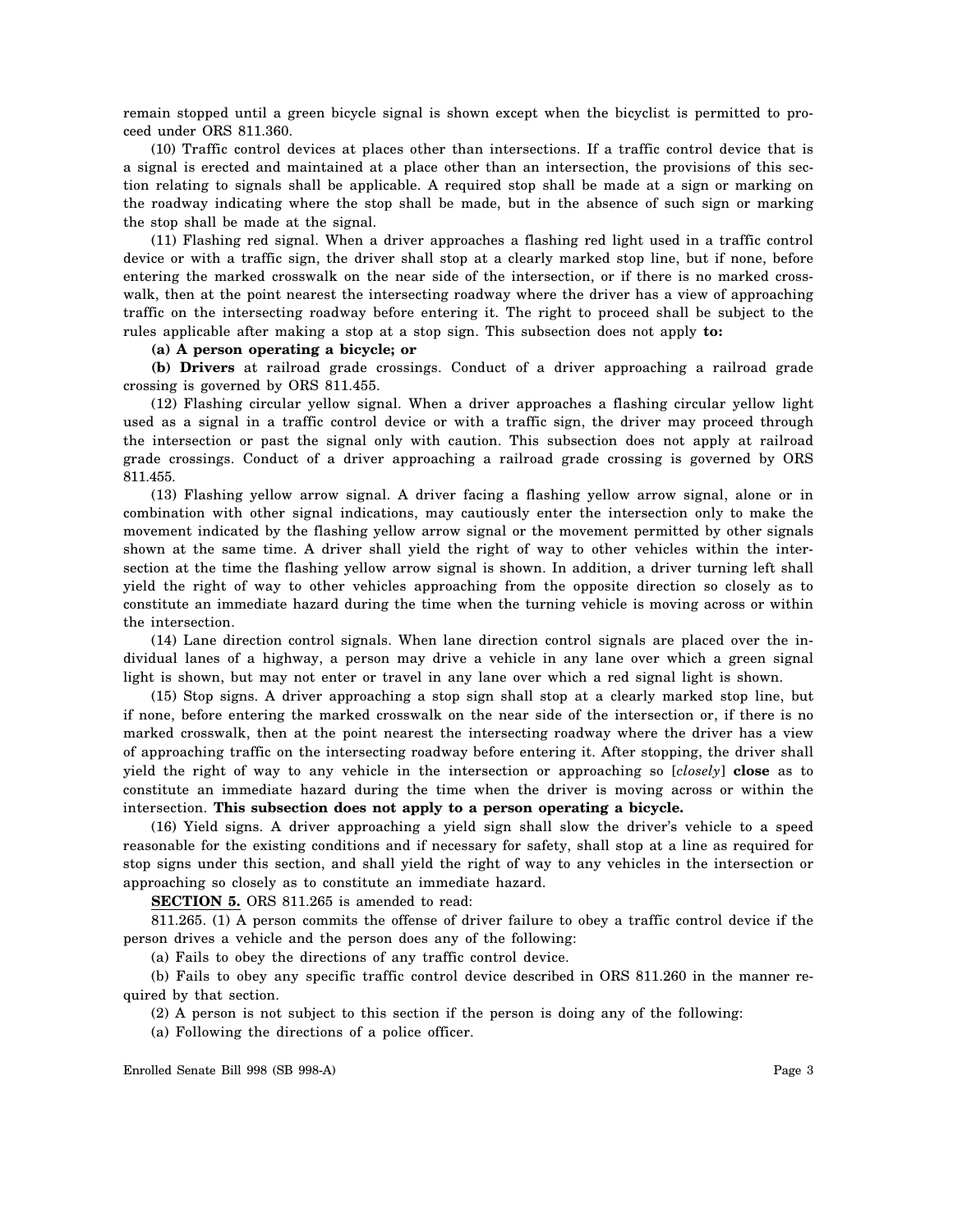remain stopped until a green bicycle signal is shown except when the bicyclist is permitted to proceed under ORS 811.360.

(10) Traffic control devices at places other than intersections. If a traffic control device that is a signal is erected and maintained at a place other than an intersection, the provisions of this section relating to signals shall be applicable. A required stop shall be made at a sign or marking on the roadway indicating where the stop shall be made, but in the absence of such sign or marking the stop shall be made at the signal.

(11) Flashing red signal. When a driver approaches a flashing red light used in a traffic control device or with a traffic sign, the driver shall stop at a clearly marked stop line, but if none, before entering the marked crosswalk on the near side of the intersection, or if there is no marked crosswalk, then at the point nearest the intersecting roadway where the driver has a view of approaching traffic on the intersecting roadway before entering it. The right to proceed shall be subject to the rules applicable after making a stop at a stop sign. This subsection does not apply **to:**

**(a) A person operating a bicycle; or**

**(b) Drivers** at railroad grade crossings. Conduct of a driver approaching a railroad grade crossing is governed by ORS 811.455.

(12) Flashing circular yellow signal. When a driver approaches a flashing circular yellow light used as a signal in a traffic control device or with a traffic sign, the driver may proceed through the intersection or past the signal only with caution. This subsection does not apply at railroad grade crossings. Conduct of a driver approaching a railroad grade crossing is governed by ORS 811.455.

(13) Flashing yellow arrow signal. A driver facing a flashing yellow arrow signal, alone or in combination with other signal indications, may cautiously enter the intersection only to make the movement indicated by the flashing yellow arrow signal or the movement permitted by other signals shown at the same time. A driver shall yield the right of way to other vehicles within the intersection at the time the flashing yellow arrow signal is shown. In addition, a driver turning left shall yield the right of way to other vehicles approaching from the opposite direction so closely as to constitute an immediate hazard during the time when the turning vehicle is moving across or within the intersection.

(14) Lane direction control signals. When lane direction control signals are placed over the individual lanes of a highway, a person may drive a vehicle in any lane over which a green signal light is shown, but may not enter or travel in any lane over which a red signal light is shown.

(15) Stop signs. A driver approaching a stop sign shall stop at a clearly marked stop line, but if none, before entering the marked crosswalk on the near side of the intersection or, if there is no marked crosswalk, then at the point nearest the intersecting roadway where the driver has a view of approaching traffic on the intersecting roadway before entering it. After stopping, the driver shall yield the right of way to any vehicle in the intersection or approaching so [*closely*] **close** as to constitute an immediate hazard during the time when the driver is moving across or within the intersection. **This subsection does not apply to a person operating a bicycle.**

(16) Yield signs. A driver approaching a yield sign shall slow the driver's vehicle to a speed reasonable for the existing conditions and if necessary for safety, shall stop at a line as required for stop signs under this section, and shall yield the right of way to any vehicles in the intersection or approaching so closely as to constitute an immediate hazard.

**SECTION 5.** ORS 811.265 is amended to read:

811.265. (1) A person commits the offense of driver failure to obey a traffic control device if the person drives a vehicle and the person does any of the following:

(a) Fails to obey the directions of any traffic control device.

(b) Fails to obey any specific traffic control device described in ORS 811.260 in the manner required by that section.

(2) A person is not subject to this section if the person is doing any of the following:

(a) Following the directions of a police officer.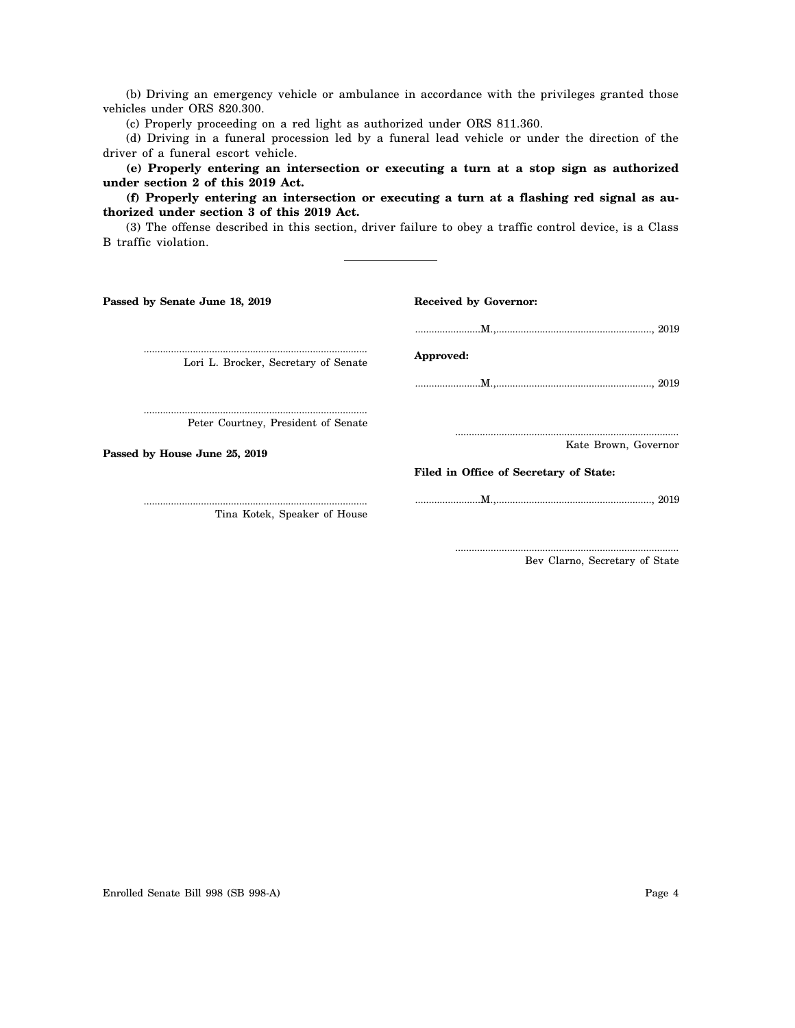(b) Driving an emergency vehicle or ambulance in accordance with the privileges granted those vehicles under ORS 820.300.

(c) Properly proceeding on a red light as authorized under ORS 811.360.

(d) Driving in a funeral procession led by a funeral lead vehicle or under the direction of the driver of a funeral escort vehicle.

**(e) Properly entering an intersection or executing a turn at a stop sign as authorized under section 2 of this 2019 Act.**

**(f) Properly entering an intersection or executing a turn at a flashing red signal as authorized under section 3 of this 2019 Act.**

(3) The offense described in this section, driver failure to obey a traffic control device, is a Class B traffic violation.

---

**Passed by Senate June 18, 2019**

..................................................................................
Lori L. Brocker, Secretary of Senate

..................................................................................
Peter Courtney, President of Senate

**Passed by House June 25, 2019**

..................................................................................
Tina Kotek, Speaker of House

**Received by Governor:**

........................M.,........................................................., 2019

**Approved:**

........................M.,........................................................., 2019

..................................................................................
Kate Brown, Governor

**Filed in Office of Secretary of State:**

........................M.,........................................................., 2019

..................................................................................
Bev Clarno, Secretary of State